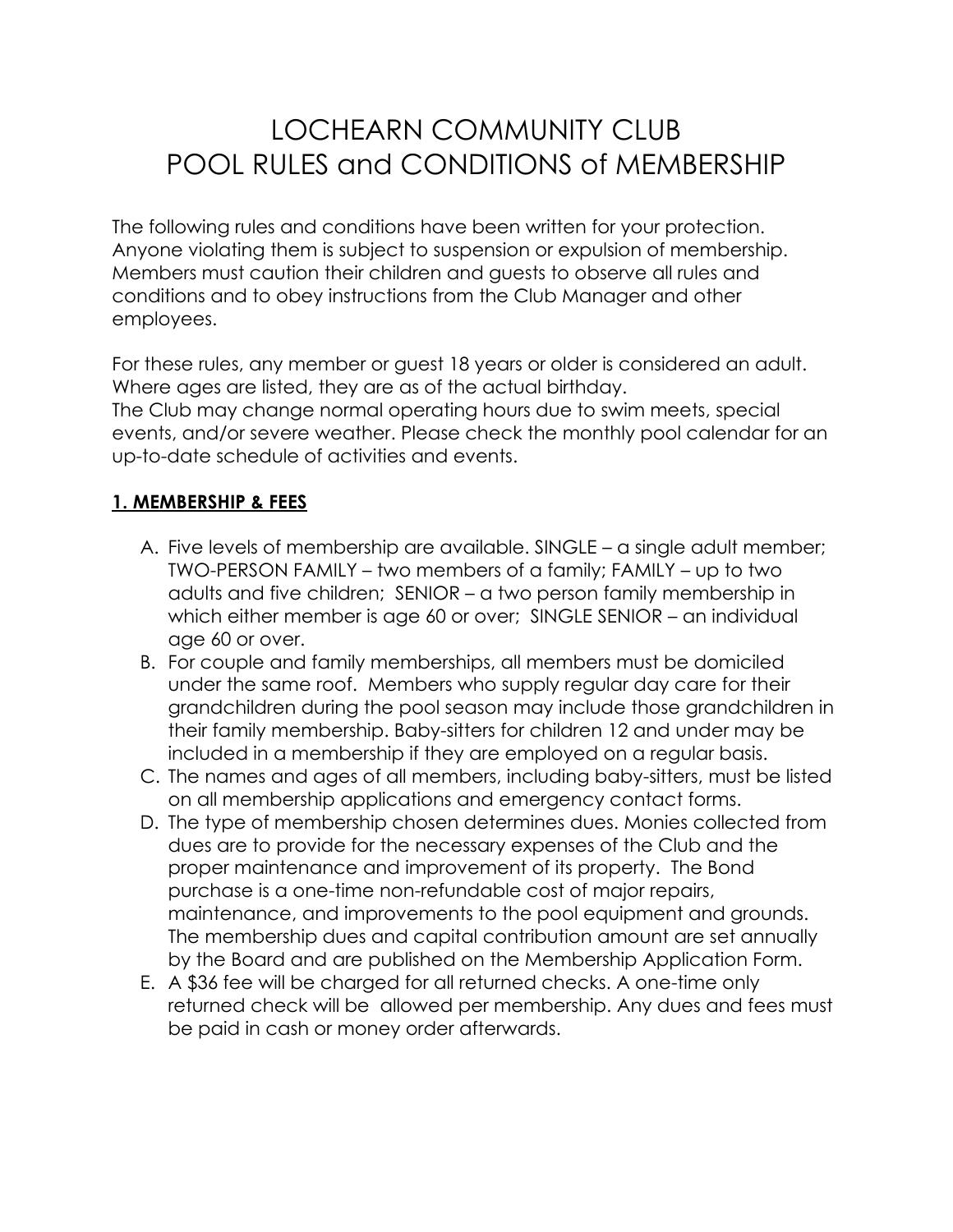# LOCHEARN COMMUNITY CLUB
# POOL RULES and CONDITIONS of MEMBERSHIP

The following rules and conditions have been written for your protection. Anyone violating them is subject to suspension or expulsion of membership. Members must caution their children and guests to observe all rules and conditions and to obey instructions from the Club Manager and other employees.

For these rules, any member or guest 18 years or older is considered an adult. Where ages are listed, they are as of the actual birthday.
The Club may change normal operating hours due to swim meets, special events, and/or severe weather. Please check the monthly pool calendar for an up-to-date schedule of activities and events.

## 1. MEMBERSHIP & FEES

A. Five levels of membership are available. SINGLE – a single adult member; TWO-PERSON FAMILY – two members of a family; FAMILY – up to two adults and five children; SENIOR – a two person family membership in which either member is age 60 or over; SINGLE SENIOR – an individual age 60 or over.

B. For couple and family memberships, all members must be domiciled under the same roof. Members who supply regular day care for their grandchildren during the pool season may include those grandchildren in their family membership. Baby-sitters for children 12 and under may be included in a membership if they are employed on a regular basis.

C. The names and ages of all members, including baby-sitters, must be listed on all membership applications and emergency contact forms.

D. The type of membership chosen determines dues. Monies collected from dues are to provide for the necessary expenses of the Club and the proper maintenance and improvement of its property. The Bond purchase is a one-time non-refundable cost of major repairs, maintenance, and improvements to the pool equipment and grounds. The membership dues and capital contribution amount are set annually by the Board and are published on the Membership Application Form.

E. A $36 fee will be charged for all returned checks. A one-time only returned check will be allowed per membership. Any dues and fees must be paid in cash or money order afterwards.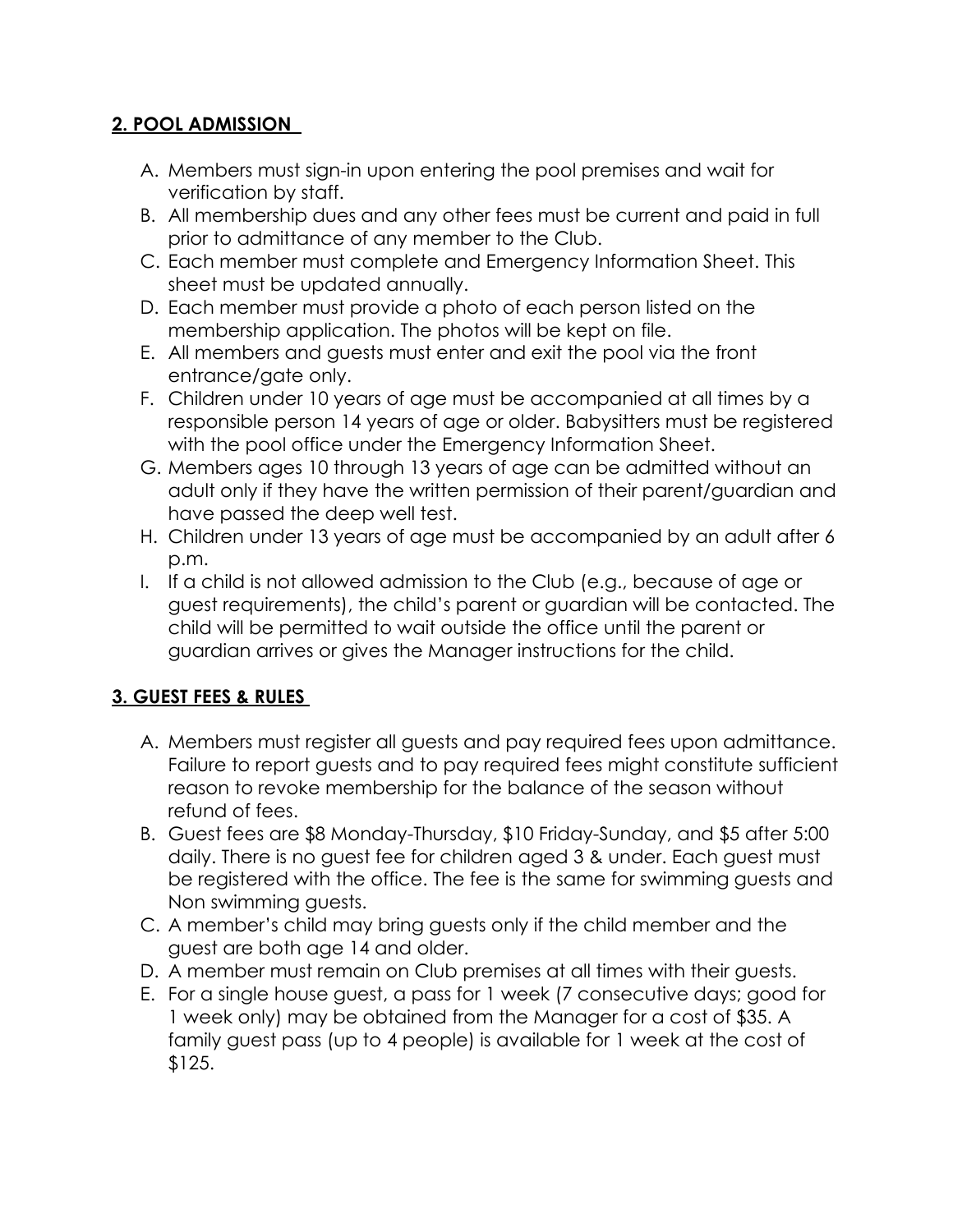## 2. POOL ADMISSION

A. Members must sign-in upon entering the pool premises and wait for verification by staff.
B. All membership dues and any other fees must be current and paid in full prior to admittance of any member to the Club.
C. Each member must complete and Emergency Information Sheet. This sheet must be updated annually.
D. Each member must provide a photo of each person listed on the membership application. The photos will be kept on file.
E. All members and guests must enter and exit the pool via the front entrance/gate only.
F. Children under 10 years of age must be accompanied at all times by a responsible person 14 years of age or older. Babysitters must be registered with the pool office under the Emergency Information Sheet.
G. Members ages 10 through 13 years of age can be admitted without an adult only if they have the written permission of their parent/guardian and have passed the deep well test.
H. Children under 13 years of age must be accompanied by an adult after 6 p.m.
I. If a child is not allowed admission to the Club (e.g., because of age or guest requirements), the child's parent or guardian will be contacted. The child will be permitted to wait outside the office until the parent or guardian arrives or gives the Manager instructions for the child.

## 3. GUEST FEES & RULES

A. Members must register all guests and pay required fees upon admittance. Failure to report guests and to pay required fees might constitute sufficient reason to revoke membership for the balance of the season without refund of fees.
B. Guest fees are $8 Monday-Thursday, $10 Friday-Sunday, and $5 after 5:00 daily. There is no guest fee for children aged 3 & under. Each guest must be registered with the office. The fee is the same for swimming guests and Non swimming guests.
C. A member's child may bring guests only if the child member and the guest are both age 14 and older.
D. A member must remain on Club premises at all times with their guests.
E. For a single house guest, a pass for 1 week (7 consecutive days; good for 1 week only) may be obtained from the Manager for a cost of $35. A family guest pass (up to 4 people) is available for 1 week at the cost of $125.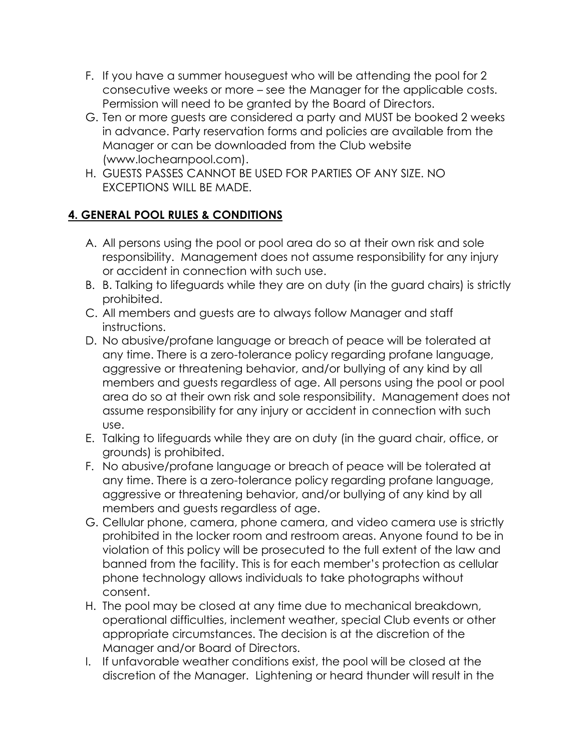F. If you have a summer houseguest who will be attending the pool for 2 consecutive weeks or more – see the Manager for the applicable costs. Permission will need to be granted by the Board of Directors.

G. Ten or more guests are considered a party and MUST be booked 2 weeks in advance. Party reservation forms and policies are available from the Manager or can be downloaded from the Club website (www.lochearnpool.com).

H. GUESTS PASSES CANNOT BE USED FOR PARTIES OF ANY SIZE. NO EXCEPTIONS WILL BE MADE.

## **4. GENERAL POOL RULES & CONDITIONS**

A. All persons using the pool or pool area do so at their own risk and sole responsibility. Management does not assume responsibility for any injury or accident in connection with such use.

B. B. Talking to lifeguards while they are on duty (in the guard chairs) is strictly prohibited.

C. All members and guests are to always follow Manager and staff instructions.

D. No abusive/profane language or breach of peace will be tolerated at any time. There is a zero-tolerance policy regarding profane language, aggressive or threatening behavior, and/or bullying of any kind by all members and guests regardless of age. All persons using the pool or pool area do so at their own risk and sole responsibility. Management does not assume responsibility for any injury or accident in connection with such use.

E. Talking to lifeguards while they are on duty (in the guard chair, office, or grounds) is prohibited.

F. No abusive/profane language or breach of peace will be tolerated at any time. There is a zero-tolerance policy regarding profane language, aggressive or threatening behavior, and/or bullying of any kind by all members and guests regardless of age.

G. Cellular phone, camera, phone camera, and video camera use is strictly prohibited in the locker room and restroom areas. Anyone found to be in violation of this policy will be prosecuted to the full extent of the law and banned from the facility. This is for each member's protection as cellular phone technology allows individuals to take photographs without consent.

H. The pool may be closed at any time due to mechanical breakdown, operational difficulties, inclement weather, special Club events or other appropriate circumstances. The decision is at the discretion of the Manager and/or Board of Directors.

I. If unfavorable weather conditions exist, the pool will be closed at the discretion of the Manager. Lightening or heard thunder will result in the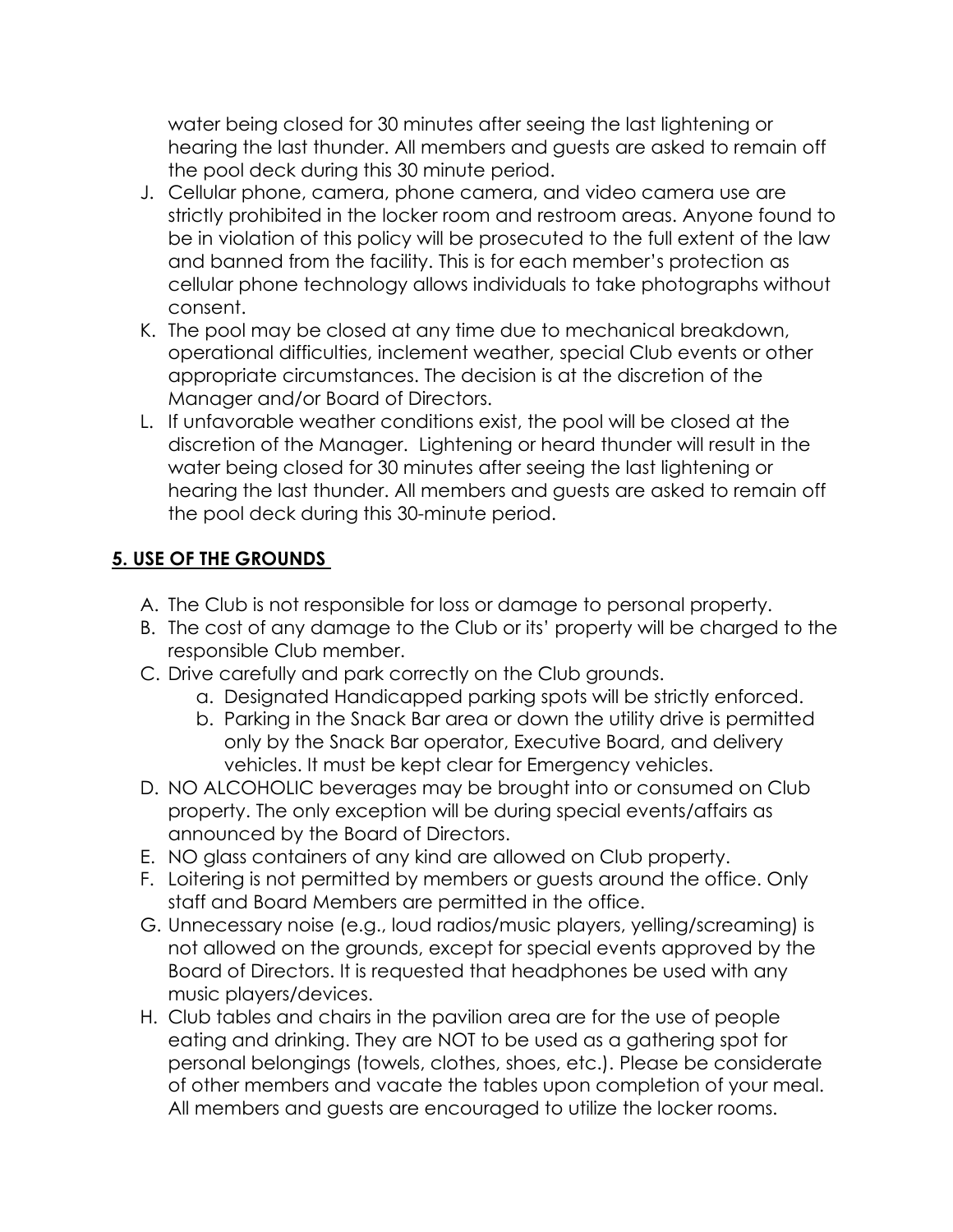water being closed for 30 minutes after seeing the last lightening or hearing the last thunder. All members and guests are asked to remain off the pool deck during this 30 minute period.

J. Cellular phone, camera, phone camera, and video camera use are strictly prohibited in the locker room and restroom areas. Anyone found to be in violation of this policy will be prosecuted to the full extent of the law and banned from the facility. This is for each member's protection as cellular phone technology allows individuals to take photographs without consent.
K. The pool may be closed at any time due to mechanical breakdown, operational difficulties, inclement weather, special Club events or other appropriate circumstances. The decision is at the discretion of the Manager and/or Board of Directors.
L. If unfavorable weather conditions exist, the pool will be closed at the discretion of the Manager. Lightening or heard thunder will result in the water being closed for 30 minutes after seeing the last lightening or hearing the last thunder. All members and guests are asked to remain off the pool deck during this 30-minute period.

## 5. USE OF THE GROUNDS

A. The Club is not responsible for loss or damage to personal property.
B. The cost of any damage to the Club or its' property will be charged to the responsible Club member.
C. Drive carefully and park correctly on the Club grounds.
    a. Designated Handicapped parking spots will be strictly enforced.
    b. Parking in the Snack Bar area or down the utility drive is permitted only by the Snack Bar operator, Executive Board, and delivery vehicles. It must be kept clear for Emergency vehicles.
D. NO ALCOHOLIC beverages may be brought into or consumed on Club property. The only exception will be during special events/affairs as announced by the Board of Directors.
E. NO glass containers of any kind are allowed on Club property.
F. Loitering is not permitted by members or guests around the office. Only staff and Board Members are permitted in the office.
G. Unnecessary noise (e.g., loud radios/music players, yelling/screaming) is not allowed on the grounds, except for special events approved by the Board of Directors. It is requested that headphones be used with any music players/devices.
H. Club tables and chairs in the pavilion area are for the use of people eating and drinking. They are NOT to be used as a gathering spot for personal belongings (towels, clothes, shoes, etc.). Please be considerate of other members and vacate the tables upon completion of your meal. All members and guests are encouraged to utilize the locker rooms.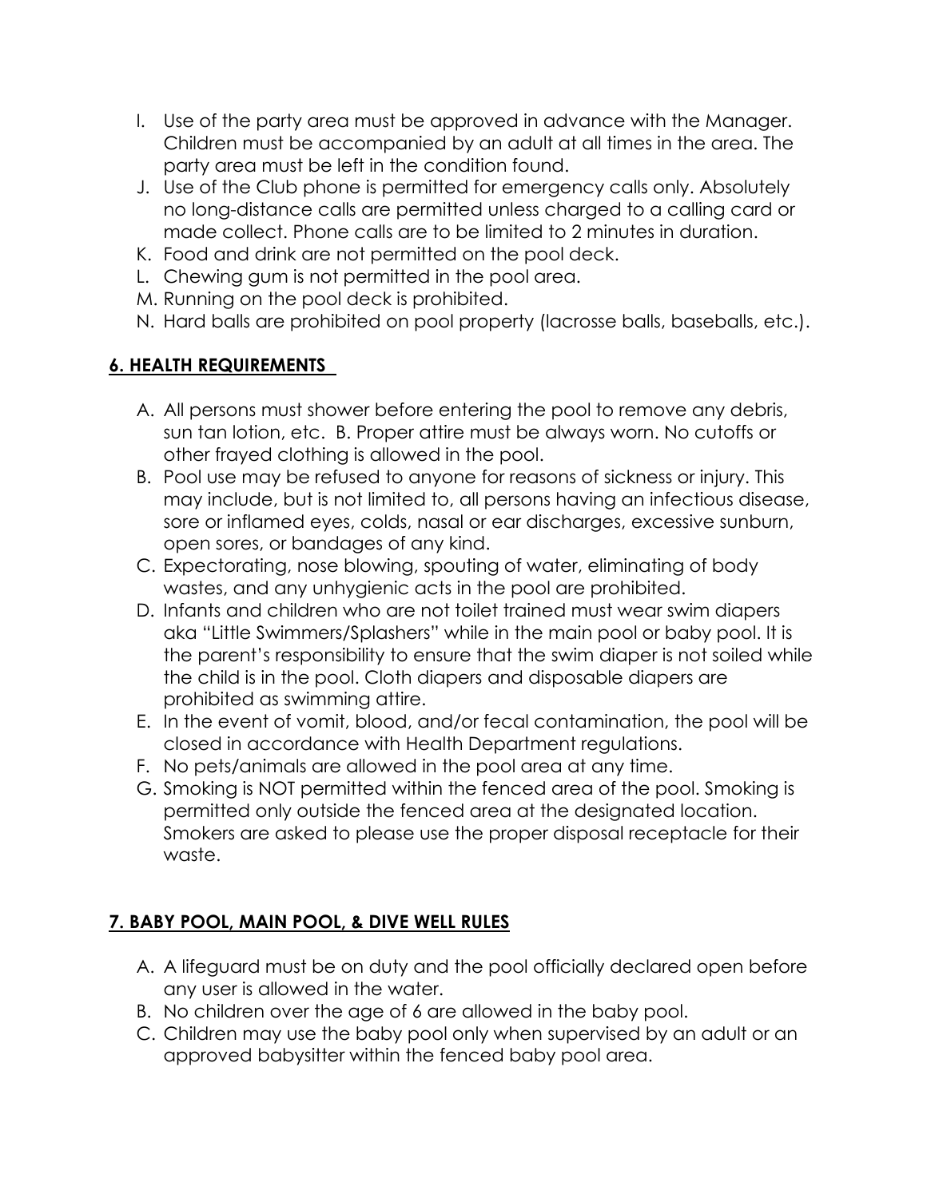I. Use of the party area must be approved in advance with the Manager. Children must be accompanied by an adult at all times in the area. The party area must be left in the condition found.
J. Use of the Club phone is permitted for emergency calls only. Absolutely no long-distance calls are permitted unless charged to a calling card or made collect. Phone calls are to be limited to 2 minutes in duration.
K. Food and drink are not permitted on the pool deck.
L. Chewing gum is not permitted in the pool area.
M. Running on the pool deck is prohibited.
N. Hard balls are prohibited on pool property (lacrosse balls, baseballs, etc.).

## **6. HEALTH REQUIREMENTS**

A. All persons must shower before entering the pool to remove any debris, sun tan lotion, etc. B. Proper attire must be always worn. No cutoffs or other frayed clothing is allowed in the pool.
B. Pool use may be refused to anyone for reasons of sickness or injury. This may include, but is not limited to, all persons having an infectious disease, sore or inflamed eyes, colds, nasal or ear discharges, excessive sunburn, open sores, or bandages of any kind.
C. Expectorating, nose blowing, spouting of water, eliminating of body wastes, and any unhygienic acts in the pool are prohibited.
D. Infants and children who are not toilet trained must wear swim diapers aka "Little Swimmers/Splashers" while in the main pool or baby pool. It is the parent's responsibility to ensure that the swim diaper is not soiled while the child is in the pool. Cloth diapers and disposable diapers are prohibited as swimming attire.
E. In the event of vomit, blood, and/or fecal contamination, the pool will be closed in accordance with Health Department regulations.
F. No pets/animals are allowed in the pool area at any time.
G. Smoking is NOT permitted within the fenced area of the pool. Smoking is permitted only outside the fenced area at the designated location. Smokers are asked to please use the proper disposal receptacle for their waste.

## **7. BABY POOL, MAIN POOL, & DIVE WELL RULES**

A. A lifeguard must be on duty and the pool officially declared open before any user is allowed in the water.
B. No children over the age of 6 are allowed in the baby pool.
C. Children may use the baby pool only when supervised by an adult or an approved babysitter within the fenced baby pool area.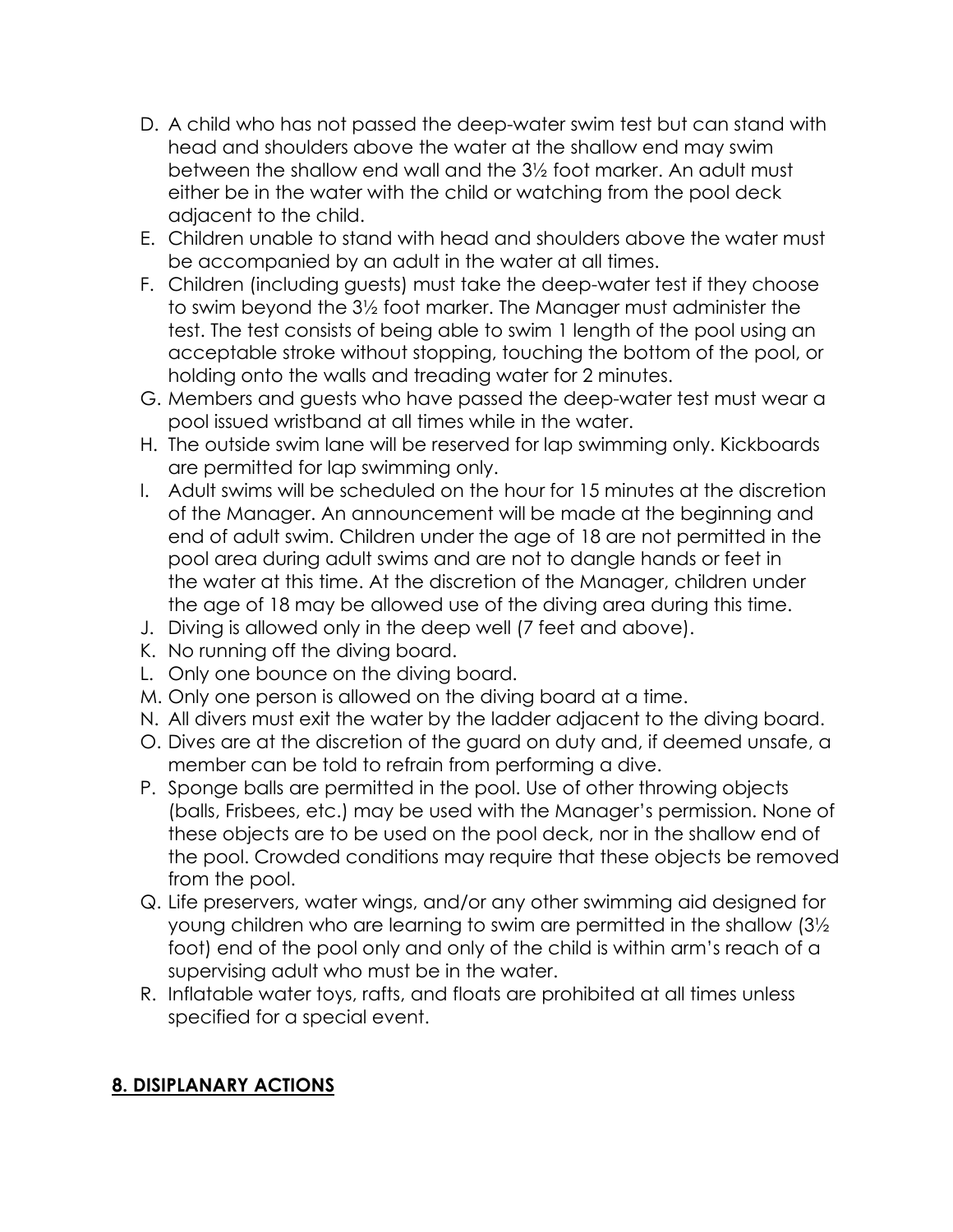D. A child who has not passed the deep-water swim test but can stand with head and shoulders above the water at the shallow end may swim between the shallow end wall and the 3½ foot marker. An adult must either be in the water with the child or watching from the pool deck adjacent to the child.
E. Children unable to stand with head and shoulders above the water must be accompanied by an adult in the water at all times.
F. Children (including guests) must take the deep-water test if they choose to swim beyond the 3½ foot marker. The Manager must administer the test. The test consists of being able to swim 1 length of the pool using an acceptable stroke without stopping, touching the bottom of the pool, or holding onto the walls and treading water for 2 minutes.
G. Members and guests who have passed the deep-water test must wear a pool issued wristband at all times while in the water.
H. The outside swim lane will be reserved for lap swimming only. Kickboards are permitted for lap swimming only.
I. Adult swims will be scheduled on the hour for 15 minutes at the discretion of the Manager. An announcement will be made at the beginning and end of adult swim. Children under the age of 18 are not permitted in the pool area during adult swims and are not to dangle hands or feet in the water at this time. At the discretion of the Manager, children under the age of 18 may be allowed use of the diving area during this time.
J. Diving is allowed only in the deep well (7 feet and above).
K. No running off the diving board.
L. Only one bounce on the diving board.
M. Only one person is allowed on the diving board at a time.
N. All divers must exit the water by the ladder adjacent to the diving board.
O. Dives are at the discretion of the guard on duty and, if deemed unsafe, a member can be told to refrain from performing a dive.
P. Sponge balls are permitted in the pool. Use of other throwing objects (balls, Frisbees, etc.) may be used with the Manager's permission. None of these objects are to be used on the pool deck, nor in the shallow end of the pool. Crowded conditions may require that these objects be removed from the pool.
Q. Life preservers, water wings, and/or any other swimming aid designed for young children who are learning to swim are permitted in the shallow (3½ foot) end of the pool only and only of the child is within arm's reach of a supervising adult who must be in the water.
R. Inflatable water toys, rafts, and floats are prohibited at all times unless specified for a special event.

## 8. DISIPLANARY ACTIONS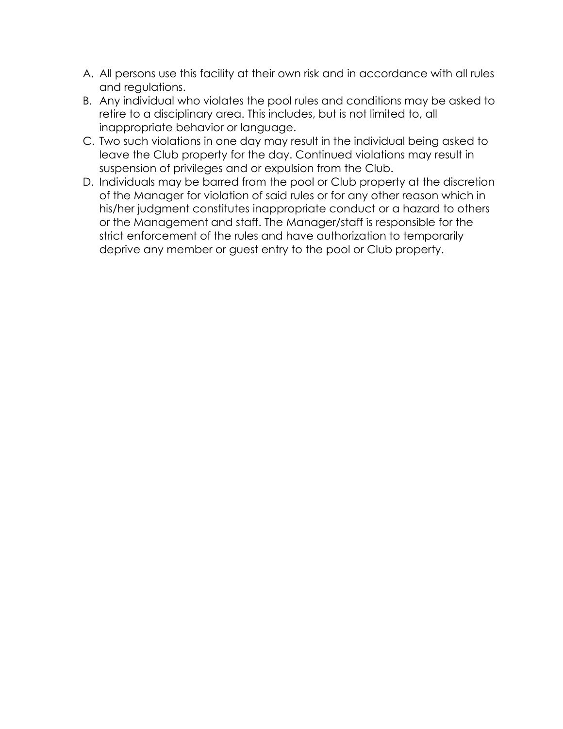A. All persons use this facility at their own risk and in accordance with all rules and regulations.
B. Any individual who violates the pool rules and conditions may be asked to retire to a disciplinary area. This includes, but is not limited to, all inappropriate behavior or language.
C. Two such violations in one day may result in the individual being asked to leave the Club property for the day. Continued violations may result in suspension of privileges and or expulsion from the Club.
D. Individuals may be barred from the pool or Club property at the discretion of the Manager for violation of said rules or for any other reason which in his/her judgment constitutes inappropriate conduct or a hazard to others or the Management and staff. The Manager/staff is responsible for the strict enforcement of the rules and have authorization to temporarily deprive any member or guest entry to the pool or Club property.